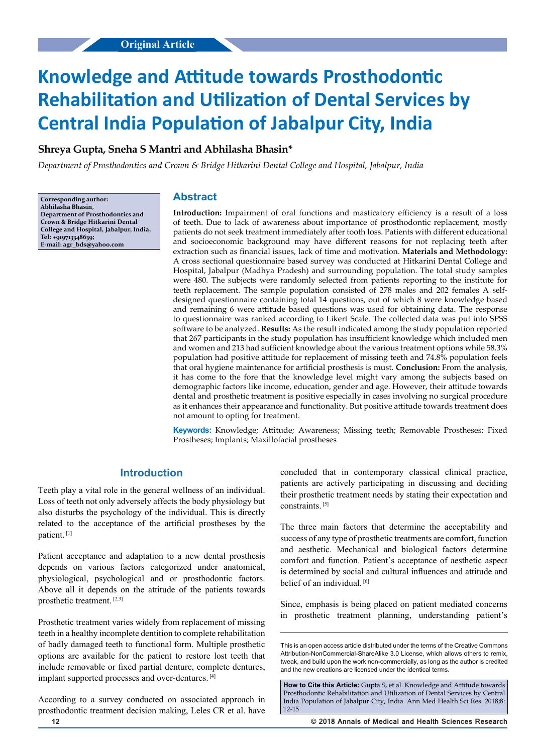Original Article

# Knowledge and Attitude towards Prosthodontic Rehabilitation and Utilization of Dental Services by Central India Population of Jabalpur City, India

**Shreya Gupta, Sneha S Mantri and Abhilasha Bhasin***

*Department of Prosthodontics and Crown & Bridge Hitkarini Dental College and Hospital, Jabalpur, India*

**Corresponding author: Abhilasha Bhasin, Department of Prosthodontics and Crown & Bridge Hitkarini Dental College and Hospital, Jabalpur, India, Tel: +919713348639; E-mail: agr_bds@yahoo.com**

## Abstract

**Introduction:** Impairment of oral functions and masticatory efficiency is a result of a loss of teeth. Due to lack of awareness about importance of prosthodontic replacement, mostly patients do not seek treatment immediately after tooth loss. Patients with different educational and socioeconomic background may have different reasons for not replacing teeth after extraction such as financial issues, lack of time and motivation. **Materials and Methodology:** A cross sectional questionnaire based survey was conducted at Hitkarini Dental College and Hospital, Jabalpur (Madhya Pradesh) and surrounding population. The total study samples were 480. The subjects were randomly selected from patients reporting to the institute for teeth replacement. The sample population consisted of 278 males and 202 females A self-designed questionnaire containing total 14 questions, out of which 8 were knowledge based and remaining 6 were attitude based questions was used for obtaining data. The response to questionnaire was ranked according to Likert Scale. The collected data was put into SPSS software to be analyzed. **Results:** As the result indicated among the study population reported that 267 participants in the study population has insufficient knowledge which included men and women and 213 had sufficient knowledge about the various treatment options while 58.3% population had positive attitude for replacement of missing teeth and 74.8% population feels that oral hygiene maintenance for artificial prosthesis is must. **Conclusion:** From the analysis, it has come to the fore that the knowledge level might vary among the subjects based on demographic factors like income, education, gender and age. However, their attitude towards dental and prosthetic treatment is positive especially in cases involving no surgical procedure as it enhances their appearance and functionality. But positive attitude towards treatment does not amount to opting for treatment.

**Keywords:** Knowledge; Attitude; Awareness; Missing teeth; Removable Prostheses; Fixed Prostheses; Implants; Maxillofacial prostheses

## Introduction

Teeth play a vital role in the general wellness of an individual. Loss of teeth not only adversely affects the body physiology but also disturbs the psychology of the individual. This is directly related to the acceptance of the artificial prostheses by the patient. [1]

Patient acceptance and adaptation to a new dental prosthesis depends on various factors categorized under anatomical, physiological, psychological and or prosthodontic factors. Above all it depends on the attitude of the patients towards prosthetic treatment. [2,3]

Prosthetic treatment varies widely from replacement of missing teeth in a healthy incomplete dentition to complete rehabilitation of badly damaged teeth to functional form. Multiple prosthetic options are available for the patient to restore lost teeth that include removable or fixed partial denture, complete dentures, implant supported processes and over-dentures. [4]

According to a survey conducted on associated approach in prosthodontic treatment decision making, Leles CR et al. have concluded that in contemporary classical clinical practice, patients are actively participating in discussing and deciding their prosthetic treatment needs by stating their expectation and constraints. [5]

The three main factors that determine the acceptability and success of any type of prosthetic treatments are comfort, function and aesthetic. Mechanical and biological factors determine comfort and function. Patient's acceptance of aesthetic aspect is determined by social and cultural influences and attitude and belief of an individual. [6]

Since, emphasis is being placed on patient mediated concerns in prosthetic treatment planning, understanding patient's

This is an open access article distributed under the terms of the Creative Commons Attribution-NonCommercial-ShareAlike 3.0 License, which allows others to remix, tweak, and build upon the work non-commercially, as long as the author is credited and the new creations are licensed under the identical terms.

**How to Cite this Article:** Gupta S, et al. Knowledge and Attitude towards Prosthodontic Rehabilitation and Utilization of Dental Services by Central India Population of Jabalpur City, India. Ann Med Health Sci Res. 2018;8: 12-15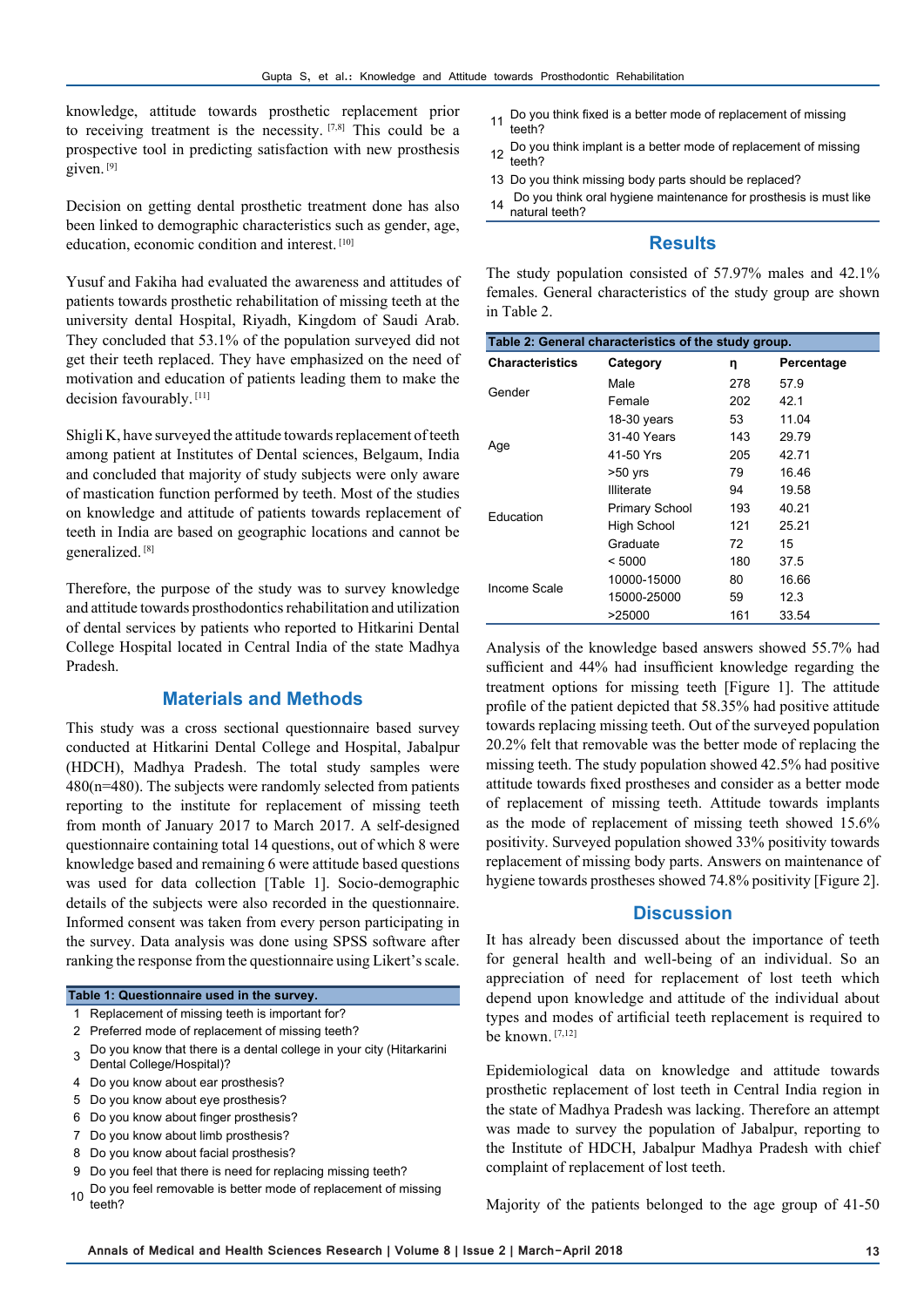knowledge, attitude towards prosthetic replacement prior to receiving treatment is the necessity. [7,8] This could be a prospective tool in predicting satisfaction with new prosthesis given. [9]

Decision on getting dental prosthetic treatment done has also been linked to demographic characteristics such as gender, age, education, economic condition and interest. [10]

Yusuf and Fakiha had evaluated the awareness and attitudes of patients towards prosthetic rehabilitation of missing teeth at the university dental Hospital, Riyadh, Kingdom of Saudi Arab. They concluded that 53.1% of the population surveyed did not get their teeth replaced. They have emphasized on the need of motivation and education of patients leading them to make the decision favourably. [11]

Shigli K, have surveyed the attitude towards replacement of teeth among patient at Institutes of Dental sciences, Belgaum, India and concluded that majority of study subjects were only aware of mastication function performed by teeth. Most of the studies on knowledge and attitude of patients towards replacement of teeth in India are based on geographic locations and cannot be generalized. [8]

Therefore, the purpose of the study was to survey knowledge and attitude towards prosthodontics rehabilitation and utilization of dental services by patients who reported to Hitkarini Dental College Hospital located in Central India of the state Madhya Pradesh.

## Materials and Methods

This study was a cross sectional questionnaire based survey conducted at Hitkarini Dental College and Hospital, Jabalpur (HDCH), Madhya Pradesh. The total study samples were 480(n=480). The subjects were randomly selected from patients reporting to the institute for replacement of missing teeth from month of January 2017 to March 2017. A self-designed questionnaire containing total 14 questions, out of which 8 were knowledge based and remaining 6 were attitude based questions was used for data collection [Table 1]. Socio-demographic details of the subjects were also recorded in the questionnaire. Informed consent was taken from every person participating in the survey. Data analysis was done using SPSS software after ranking the response from the questionnaire using Likert's scale.

**Table 1: Questionnaire used in the survey.**

| No. | Question |
|---|---|
| 1 | Replacement of missing teeth is important for? |
| 2 | Preferred mode of replacement of missing teeth? |
| 3 | Do you know that there is a dental college in your city (Hitarkarini Dental College/Hospital)? |
| 4 | Do you know about ear prosthesis? |
| 5 | Do you know about eye prosthesis? |
| 6 | Do you know about finger prosthesis? |
| 7 | Do you know about limb prosthesis? |
| 8 | Do you know about facial prosthesis? |
| 9 | Do you feel that there is need for replacing missing teeth? |
| 10 | Do you feel removable is better mode of replacement of missing teeth? |
| 11 | Do you think fixed is a better mode of replacement of missing teeth? |
| 12 | Do you think implant is a better mode of replacement of missing teeth? |
| 13 | Do you think missing body parts should be replaced? |
| 14 | Do you think oral hygiene maintenance for prosthesis is must like natural teeth? |

## Results

The study population consisted of 57.97% males and 42.1% females. General characteristics of the study group are shown in Table 2.

**Table 2: General characteristics of the study group.**

| Characteristics | Category | η | Percentage |
|---|---|---|---|
| Gender | Male | 278 | 57.9 |
| | Female | 202 | 42.1 |
| Age | 18-30 years | 53 | 11.04 |
| | 31-40 Years | 143 | 29.79 |
| | 41-50 Yrs | 205 | 42.71 |
| | >50 yrs | 79 | 16.46 |
| Education | Illiterate | 94 | 19.58 |
| | Primary School | 193 | 40.21 |
| | High School | 121 | 25.21 |
| | Graduate | 72 | 15 |
| Income Scale | < 5000 | 180 | 37.5 |
| | 10000-15000 | 80 | 16.66 |
| | 15000-25000 | 59 | 12.3 |
| | >25000 | 161 | 33.54 |

Analysis of the knowledge based answers showed 55.7% had sufficient and 44% had insufficient knowledge regarding the treatment options for missing teeth [Figure 1]. The attitude profile of the patient depicted that 58.35% had positive attitude towards replacing missing teeth. Out of the surveyed population 20.2% felt that removable was the better mode of replacing the missing teeth. The study population showed 42.5% had positive attitude towards fixed prostheses and consider as a better mode of replacement of missing teeth. Attitude towards implants as the mode of replacement of missing teeth showed 15.6% positivity. Surveyed population showed 33% positivity towards replacement of missing body parts. Answers on maintenance of hygiene towards prostheses showed 74.8% positivity [Figure 2].

## Discussion

It has already been discussed about the importance of teeth for general health and well-being of an individual. So an appreciation of need for replacement of lost teeth which depend upon knowledge and attitude of the individual about types and modes of artificial teeth replacement is required to be known. [7,12]

Epidemiological data on knowledge and attitude towards prosthetic replacement of lost teeth in Central India region in the state of Madhya Pradesh was lacking. Therefore an attempt was made to survey the population of Jabalpur, reporting to the Institute of HDCH, Jabalpur Madhya Pradesh with chief complaint of replacement of lost teeth.

Majority of the patients belonged to the age group of 41-50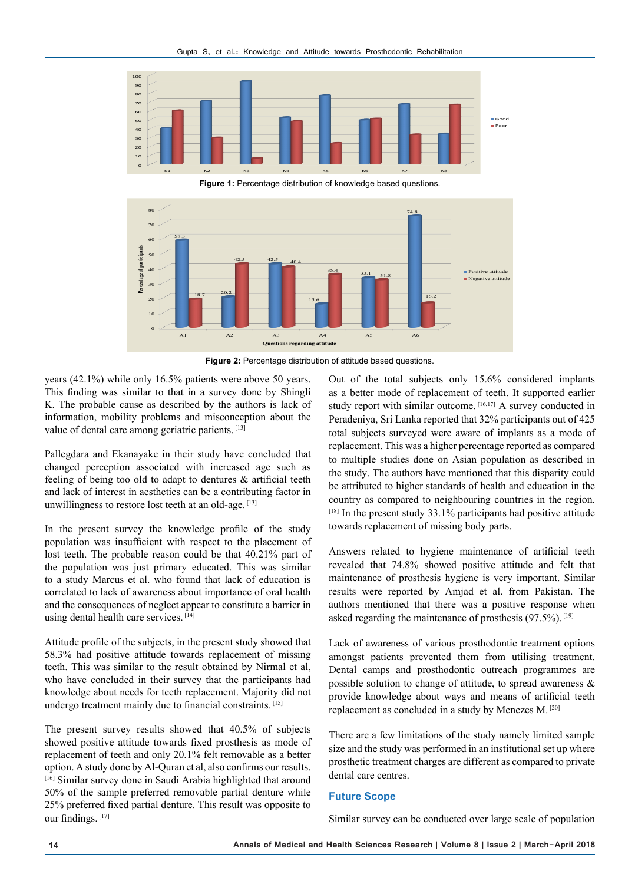Figure 1: Percentage distribution of knowledge based questions.

Figure 2: Percentage distribution of attitude based questions.

years (42.1%) while only 16.5% patients were above 50 years. This finding was similar to that in a survey done by Shingli K. The probable cause as described by the authors is lack of information, mobility problems and misconception about the value of dental care among geriatric patients. [13]

Pallegdara and Ekanayake in their study have concluded that changed perception associated with increased age such as feeling of being too old to adapt to dentures & artificial teeth and lack of interest in aesthetics can be a contributing factor in unwillingness to restore lost teeth at an old-age. [13]

In the present survey the knowledge profile of the study population was insufficient with respect to the placement of lost teeth. The probable reason could be that 40.21% part of the population was just primary educated. This was similar to a study Marcus et al. who found that lack of awareness is correlated to lack of awareness about importance of oral health and the consequences of neglect appear to constitute a barrier in using dental health care services. [14]

Attitude profile of the subjects, in the present study showed that 58.3% had positive attitude towards replacement of missing teeth. This was similar to the result obtained by Nirmal et al, who have concluded in their survey that the participants had knowledge about needs for teeth replacement. Majority did not undergo treatment mainly due to financial constraints. [15]

The present survey results showed that 40.5% of subjects showed positive attitude towards fixed prosthesis as mode of replacement of teeth and only 20.1% felt removable as a better option. A study done by Al-Quran et al, also confirms our results. [16] Similar survey done in Saudi Arabia highlighted that around 50% of the sample preferred removable partial denture while 25% preferred fixed partial denture. This result was opposite to our findings. [17]

Out of the total subjects only 15.6% considered implants as a better mode of replacement of teeth. It supported earlier study report with similar outcome. [16,17] A survey conducted in Peradeniya, Sri Lanka reported that 32% participants out of 425 total subjects surveyed were aware of implants as a mode of replacement. This was a higher percentage reported as compared to multiple studies done on Asian population as described in the study. The authors have mentioned that this disparity could be attributed to higher standards of health and education in the country as compared to neighbouring countries in the region. [18] In the present study 33.1% participants had positive attitude towards replacement of missing body parts.

Answers related to hygiene maintenance of artificial teeth revealed that 74.8% showed positive attitude and felt that maintenance of prosthesis hygiene is very important. Similar results were reported by Amjad et al. from Pakistan. The authors mentioned that there was a positive response when asked regarding the maintenance of prosthesis (97.5%). [19]

Lack of awareness of various prosthodontic treatment options amongst patients prevented them from utilising treatment. Dental camps and prosthodontic outreach programmes are possible solution to change of attitude, to spread awareness & provide knowledge about ways and means of artificial teeth replacement as concluded in a study by Menezes M. [20]

There are a few limitations of the study namely limited sample size and the study was performed in an institutional set up where prosthetic treatment charges are different as compared to private dental care centres.

## Future Scope

Similar survey can be conducted over large scale of population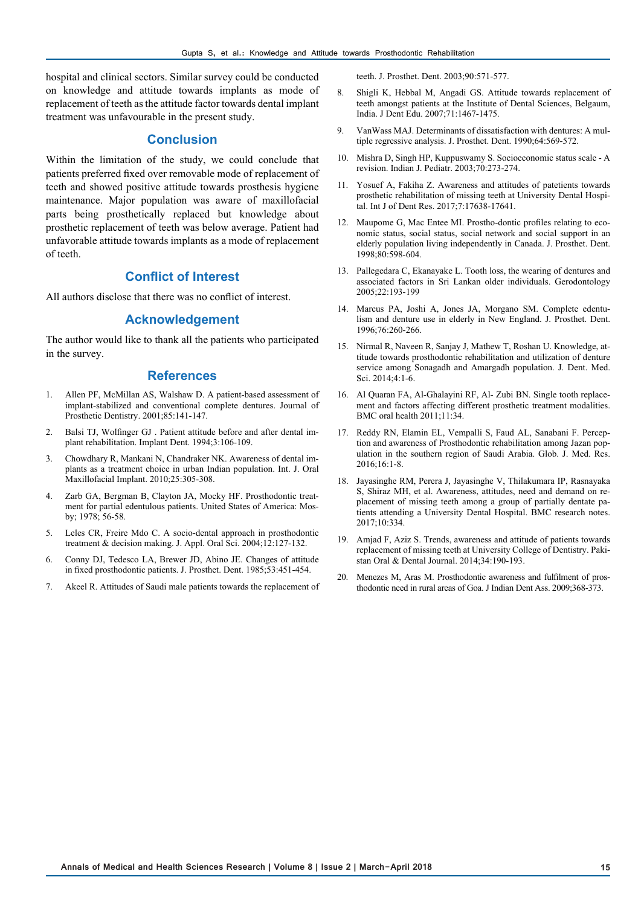hospital and clinical sectors. Similar survey could be conducted on knowledge and attitude towards implants as mode of replacement of teeth as the attitude factor towards dental implant treatment was unfavourable in the present study.

## Conclusion

Within the limitation of the study, we could conclude that patients preferred fixed over removable mode of replacement of teeth and showed positive attitude towards prosthesis hygiene maintenance. Major population was aware of maxillofacial parts being prosthetically replaced but knowledge about prosthetic replacement of teeth was below average. Patient had unfavorable attitude towards implants as a mode of replacement of teeth.

## Conflict of Interest

All authors disclose that there was no conflict of interest.

## Acknowledgement

The author would like to thank all the patients who participated in the survey.

## References

1. Allen PF, McMillan AS, Walshaw D. A patient-based assessment of implant-stabilized and conventional complete dentures. Journal of Prosthetic Dentistry. 2001;85:141-147.
2. Balsi TJ, Wolfinger GJ . Patient attitude before and after dental implant rehabilitation. Implant Dent. 1994;3:106-109.
3. Chowdhary R, Mankani N, Chandraker NK. Awareness of dental implants as a treatment choice in urban Indian population. Int. J. Oral Maxillofacial Implant. 2010;25:305-308.
4. Zarb GA, Bergman B, Clayton JA, Mocky HF. Prosthodontic treatment for partial edentulous patients. United States of America: Mosby; 1978; 56-58.
5. Leles CR, Freire Mdo C. A socio-dental approach in prosthodontic treatment & decision making. J. Appl. Oral Sci. 2004;12:127-132.
6. Conny DJ, Tedesco LA, Brewer JD, Abino JE. Changes of attitude in fixed prosthodontic patients. J. Prosthet. Dent. 1985;53:451-454.
7. Akeel R. Attitudes of Saudi male patients towards the replacement of teeth. J. Prosthet. Dent. 2003;90:571-577.
8. Shigli K, Hebbal M, Angadi GS. Attitude towards replacement of teeth amongst patients at the Institute of Dental Sciences, Belgaum, India. J Dent Edu. 2007;71:1467-1475.
9. VanWass MAJ. Determinants of dissatisfaction with dentures: A multiple regressive analysis. J. Prosthet. Dent. 1990;64:569-572.
10. Mishra D, Singh HP, Kuppuswamy S. Socioeconomic status scale - A revision. Indian J. Pediatr. 2003;70:273-274.
11. Yosuef A, Fakiha Z. Awareness and attitudes of patetients towards prosthetic rehabilitation of missing teeth at University Dental Hospital. Int J of Dent Res. 2017;7:17638-17641.
12. Maupome G, Mac Entee MI. Prostho-dontic profiles relating to economic status, social status, social network and social support in an elderly population living independently in Canada. J. Prosthet. Dent. 1998;80:598-604.
13. Pallegedara C, Ekanayake L. Tooth loss, the wearing of dentures and associated factors in Sri Lankan older individuals. Gerodontology 2005;22:193-199
14. Marcus PA, Joshi A, Jones JA, Morgano SM. Complete edentulism and denture use in elderly in New England. J. Prosthet. Dent. 1996;76:260-266.
15. Nirmal R, Naveen R, Sanjay J, Mathew T, Roshan U. Knowledge, attitude towards prosthodontic rehabilitation and utilization of denture service among Sonagadh and Amargadh population. J. Dent. Med. Sci. 2014;4:1-6.
16. Al Quaran FA, Al-Ghalayini RF, Al- Zubi BN. Single tooth replacement and factors affecting different prosthetic treatment modalities. BMC oral health 2011;11:34.
17. Reddy RN, Elamin EL, Vempalli S, Faud AL, Sanabani F. Perception and awareness of Prosthodontic rehabilitation among Jazan population in the southern region of Saudi Arabia. Glob. J. Med. Res. 2016;16:1-8.
18. Jayasinghe RM, Perera J, Jayasinghe V, Thilakumara IP, Rasnayaka S, Shiraz MH, et al. Awareness, attitudes, need and demand on replacement of missing teeth among a group of partially dentate patients attending a University Dental Hospital. BMC research notes. 2017;10:334.
19. Amjad F, Aziz S. Trends, awareness and attitude of patients towards replacement of missing teeth at University College of Dentistry. Pakistan Oral & Dental Journal. 2014;34:190-193.
20. Menezes M, Aras M. Prosthodontic awareness and fulfilment of prosthodontic need in rural areas of Goa. J Indian Dent Ass. 2009;368-373.